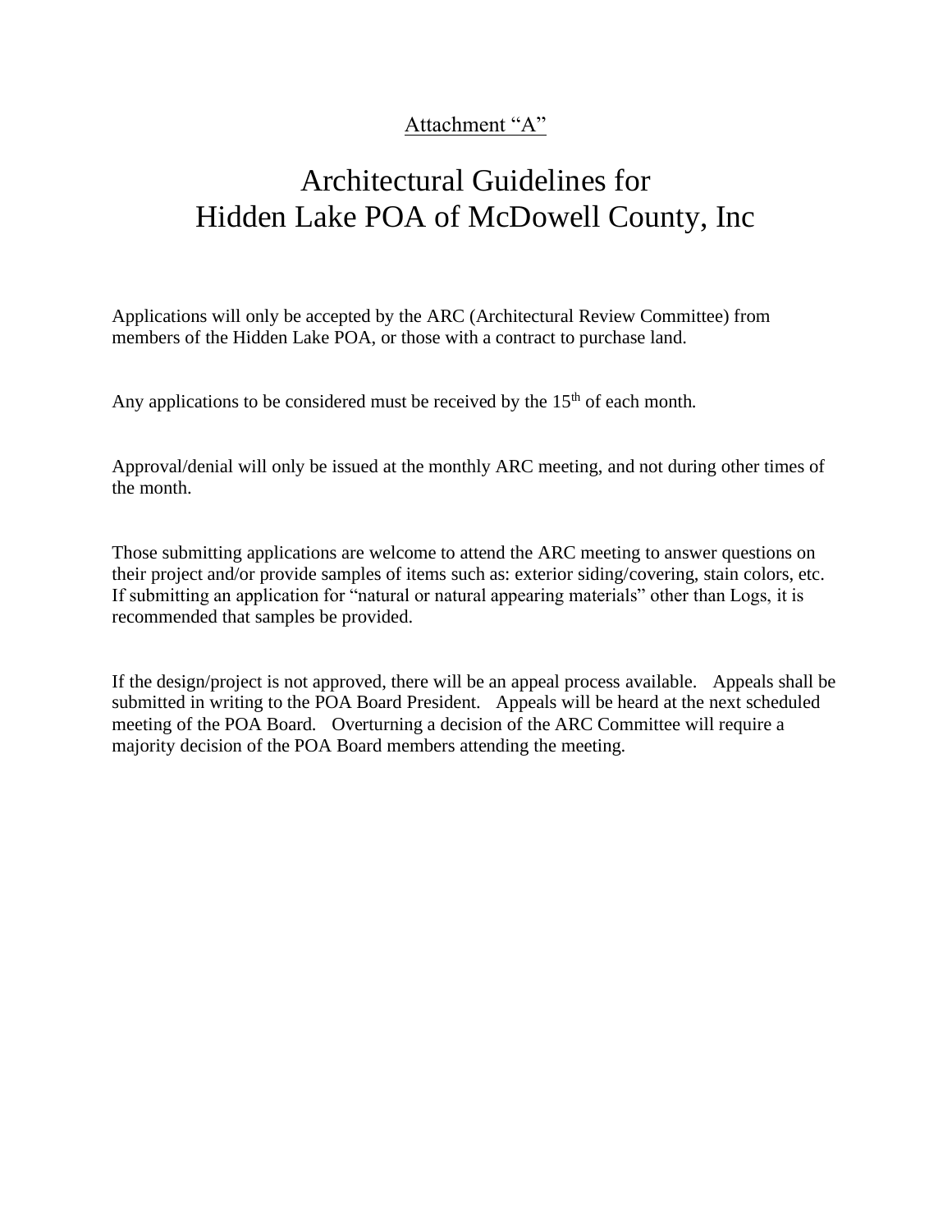Attachment "A"

# Architectural Guidelines for Hidden Lake POA of McDowell County, Inc

Applications will only be accepted by the ARC (Architectural Review Committee) from members of the Hidden Lake POA, or those with a contract to purchase land.

Any applications to be considered must be received by the 15th of each month.

Approval/denial will only be issued at the monthly ARC meeting, and not during other times of the month.

Those submitting applications are welcome to attend the ARC meeting to answer questions on their project and/or provide samples of items such as: exterior siding/covering, stain colors, etc. If submitting an application for "natural or natural appearing materials" other than Logs, it is recommended that samples be provided.

If the design/project is not approved, there will be an appeal process available. Appeals shall be submitted in writing to the POA Board President. Appeals will be heard at the next scheduled meeting of the POA Board. Overturning a decision of the ARC Committee will require a majority decision of the POA Board members attending the meeting.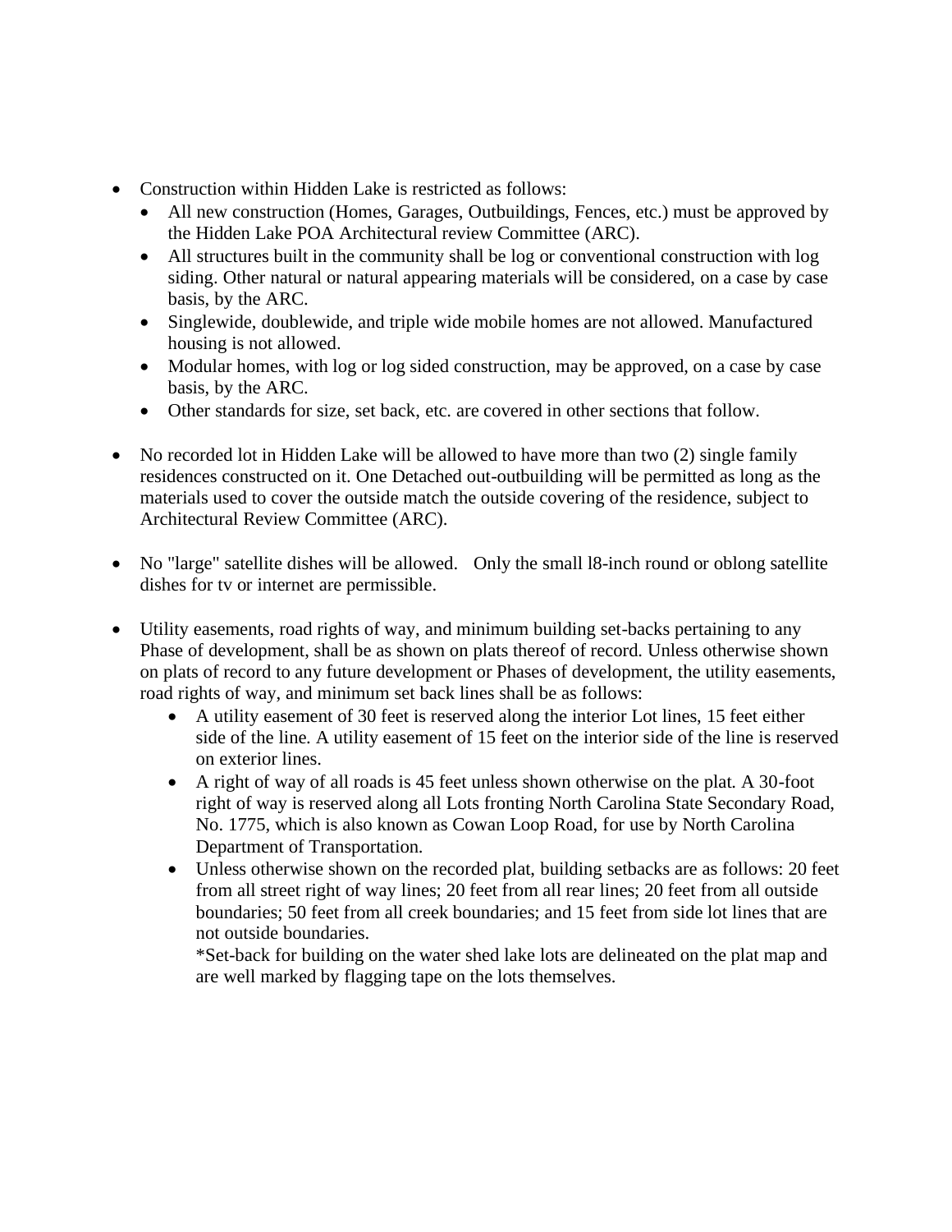- Construction within Hidden Lake is restricted as follows:
  - All new construction (Homes, Garages, Outbuildings, Fences, etc.) must be approved by the Hidden Lake POA Architectural review Committee (ARC).
  - All structures built in the community shall be log or conventional construction with log siding. Other natural or natural appearing materials will be considered, on a case by case basis, by the ARC.
  - Singlewide, doublewide, and triple wide mobile homes are not allowed. Manufactured housing is not allowed.
  - Modular homes, with log or log sided construction, may be approved, on a case by case basis, by the ARC.
  - Other standards for size, set back, etc. are covered in other sections that follow.

- No recorded lot in Hidden Lake will be allowed to have more than two (2) single family residences constructed on it. One Detached out-outbuilding will be permitted as long as the materials used to cover the outside match the outside covering of the residence, subject to Architectural Review Committee (ARC).

- No "large" satellite dishes will be allowed. Only the small l8-inch round or oblong satellite dishes for tv or internet are permissible.

- Utility easements, road rights of way, and minimum building set-backs pertaining to any Phase of development, shall be as shown on plats thereof of record. Unless otherwise shown on plats of record to any future development or Phases of development, the utility easements, road rights of way, and minimum set back lines shall be as follows:
  - A utility easement of 30 feet is reserved along the interior Lot lines, 15 feet either side of the line. A utility easement of 15 feet on the interior side of the line is reserved on exterior lines.
  - A right of way of all roads is 45 feet unless shown otherwise on the plat. A 30-foot right of way is reserved along all Lots fronting North Carolina State Secondary Road, No. 1775, which is also known as Cowan Loop Road, for use by North Carolina Department of Transportation.
  - Unless otherwise shown on the recorded plat, building setbacks are as follows: 20 feet from all street right of way lines; 20 feet from all rear lines; 20 feet from all outside boundaries; 50 feet from all creek boundaries; and 15 feet from side lot lines that are not outside boundaries.
    *Set-back for building on the water shed lake lots are delineated on the plat map and are well marked by flagging tape on the lots themselves.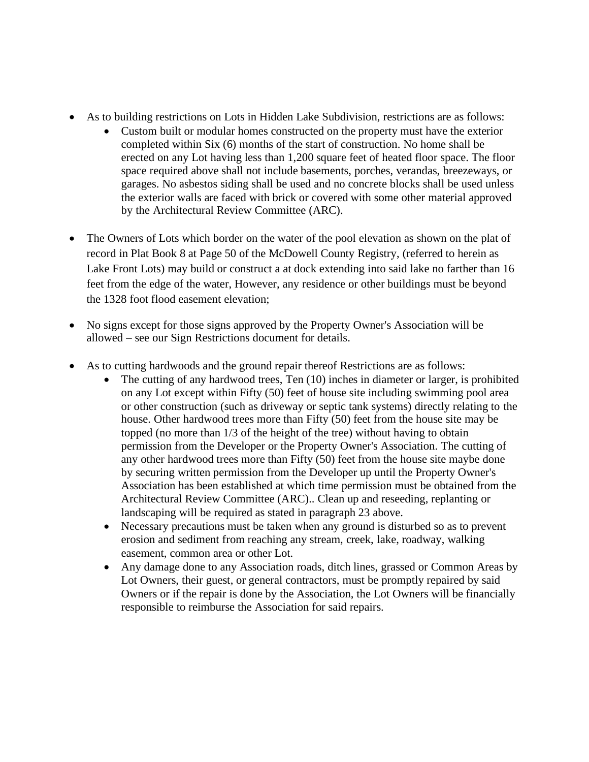- As to building restrictions on Lots in Hidden Lake Subdivision, restrictions are as follows:
    - Custom built or modular homes constructed on the property must have the exterior completed within Six (6) months of the start of construction. No home shall be erected on any Lot having less than 1,200 square feet of heated floor space. The floor space required above shall not include basements, porches, verandas, breezeways, or garages. No asbestos siding shall be used and no concrete blocks shall be used unless the exterior walls are faced with brick or covered with some other material approved by the Architectural Review Committee (ARC).

- The Owners of Lots which border on the water of the pool elevation as shown on the plat of record in Plat Book 8 at Page 50 of the McDowell County Registry, (referred to herein as Lake Front Lots) may build or construct a at dock extending into said lake no farther than 16 feet from the edge of the water, However, any residence or other buildings must be beyond the 1328 foot flood easement elevation;

- No signs except for those signs approved by the Property Owner's Association will be allowed – see our Sign Restrictions document for details.

- As to cutting hardwoods and the ground repair thereof Restrictions are as follows:
    - The cutting of any hardwood trees, Ten (10) inches in diameter or larger, is prohibited on any Lot except within Fifty (50) feet of house site including swimming pool area or other construction (such as driveway or septic tank systems) directly relating to the house. Other hardwood trees more than Fifty (50) feet from the house site may be topped (no more than 1/3 of the height of the tree) without having to obtain permission from the Developer or the Property Owner's Association. The cutting of any other hardwood trees more than Fifty (50) feet from the house site maybe done by securing written permission from the Developer up until the Property Owner's Association has been established at which time permission must be obtained from the Architectural Review Committee (ARC).. Clean up and reseeding, replanting or landscaping will be required as stated in paragraph 23 above.
    - Necessary precautions must be taken when any ground is disturbed so as to prevent erosion and sediment from reaching any stream, creek, lake, roadway, walking easement, common area or other Lot.
    - Any damage done to any Association roads, ditch lines, grassed or Common Areas by Lot Owners, their guest, or general contractors, must be promptly repaired by said Owners or if the repair is done by the Association, the Lot Owners will be financially responsible to reimburse the Association for said repairs.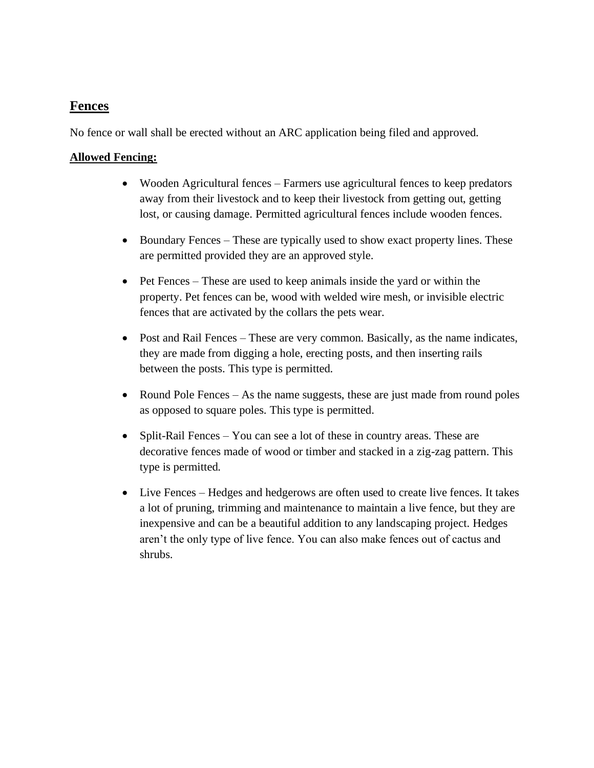## Fences

No fence or wall shall be erected without an ARC application being filed and approved.

**Allowed Fencing:**

- Wooden Agricultural fences – Farmers use agricultural fences to keep predators away from their livestock and to keep their livestock from getting out, getting lost, or causing damage. Permitted agricultural fences include wooden fences.

- Boundary Fences – These are typically used to show exact property lines. These are permitted provided they are an approved style.

- Pet Fences – These are used to keep animals inside the yard or within the property. Pet fences can be, wood with welded wire mesh, or invisible electric fences that are activated by the collars the pets wear.

- Post and Rail Fences – These are very common. Basically, as the name indicates, they are made from digging a hole, erecting posts, and then inserting rails between the posts. This type is permitted.

- Round Pole Fences – As the name suggests, these are just made from round poles as opposed to square poles. This type is permitted.

- Split-Rail Fences – You can see a lot of these in country areas. These are decorative fences made of wood or timber and stacked in a zig-zag pattern. This type is permitted.

- Live Fences – Hedges and hedgerows are often used to create live fences. It takes a lot of pruning, trimming and maintenance to maintain a live fence, but they are inexpensive and can be a beautiful addition to any landscaping project. Hedges aren't the only type of live fence. You can also make fences out of cactus and shrubs.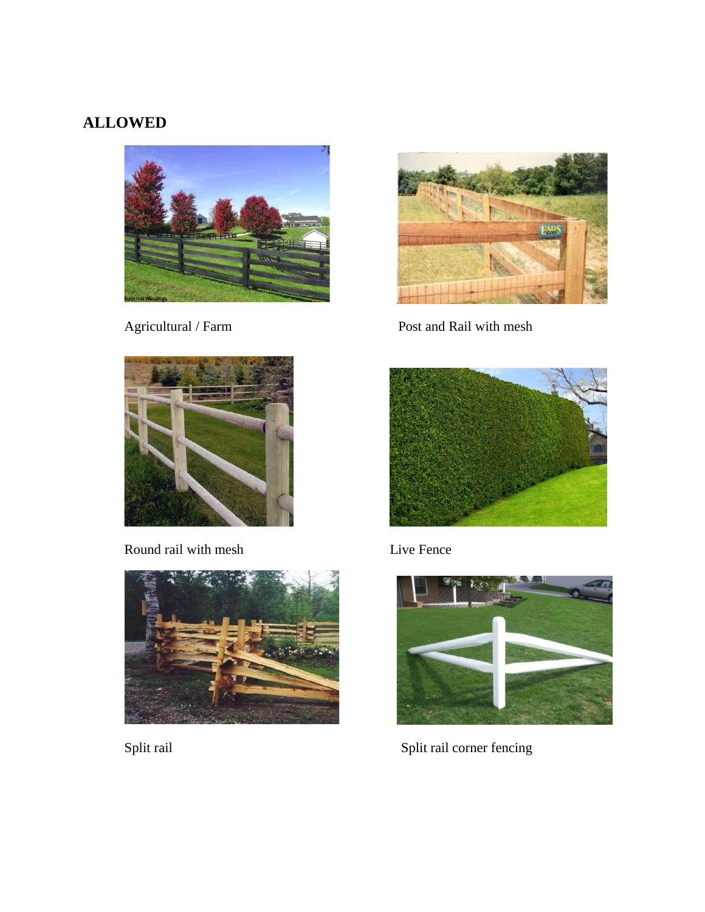**ALLOWED**

Agricultural / Farm

Post and Rail with mesh

Round rail with mesh

Live Fence

Split rail

Split rail corner fencing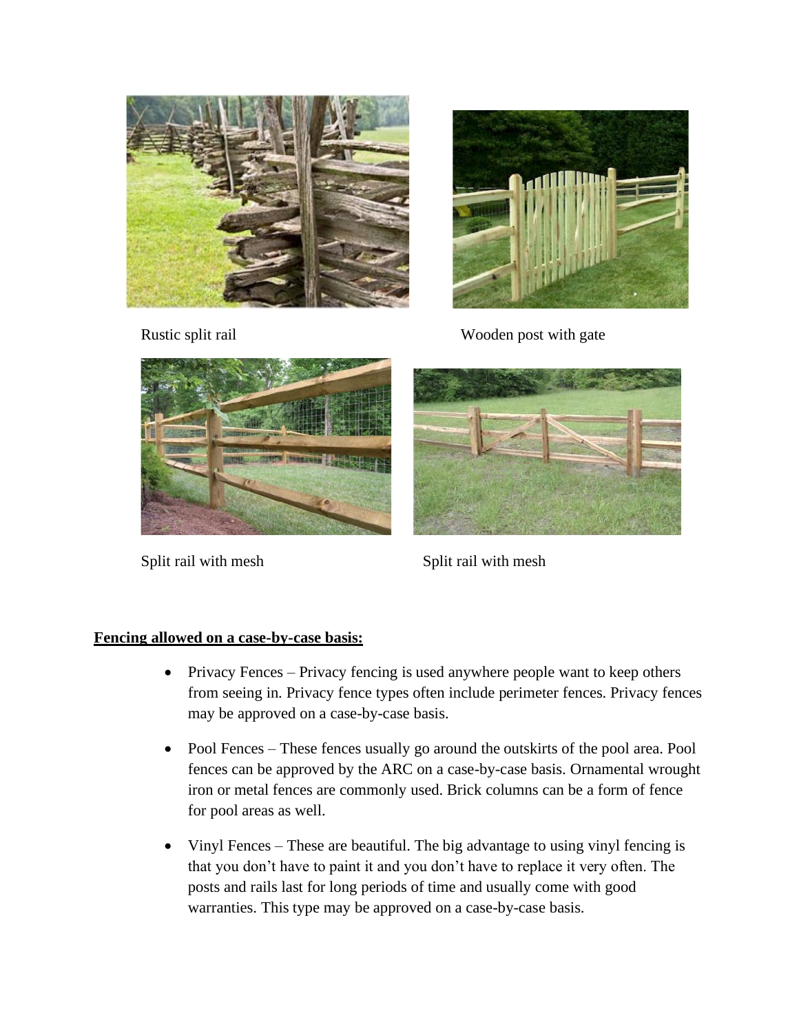Rustic split rail

Wooden post with gate

Split rail with mesh

Split rail with mesh

**Fencing allowed on a case-by-case basis:**

- Privacy Fences – Privacy fencing is used anywhere people want to keep others from seeing in. Privacy fence types often include perimeter fences. Privacy fences may be approved on a case-by-case basis.

- Pool Fences – These fences usually go around the outskirts of the pool area. Pool fences can be approved by the ARC on a case-by-case basis. Ornamental wrought iron or metal fences are commonly used. Brick columns can be a form of fence for pool areas as well.

- Vinyl Fences – These are beautiful. The big advantage to using vinyl fencing is that you don't have to paint it and you don't have to replace it very often. The posts and rails last for long periods of time and usually come with good warranties. This type may be approved on a case-by-case basis.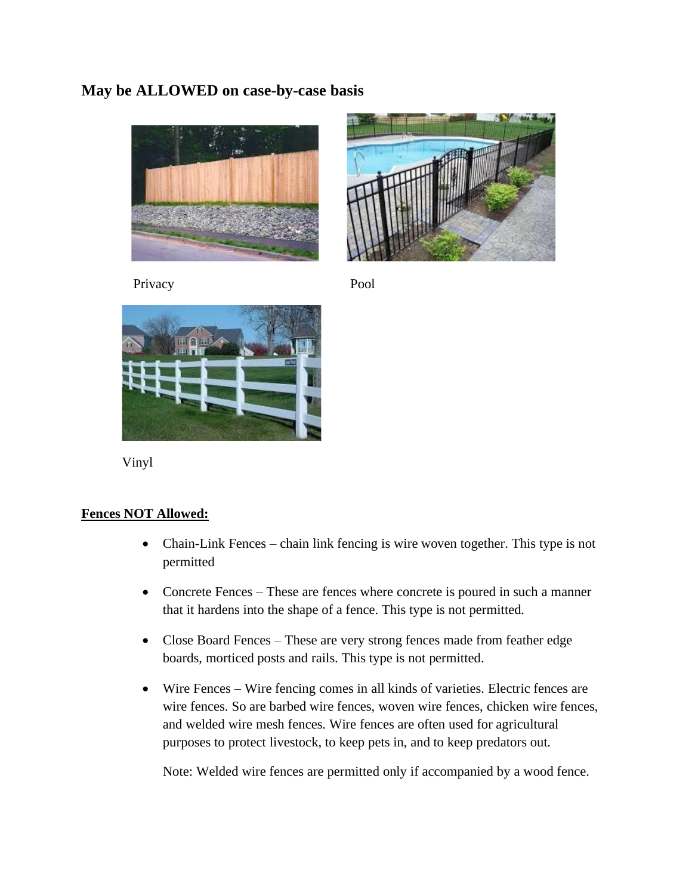## May be ALLOWED on case-by-case basis

Privacy

Pool

Vinyl

**Fences NOT Allowed:**

- Chain-Link Fences – chain link fencing is wire woven together. This type is not permitted
- Concrete Fences – These are fences where concrete is poured in such a manner that it hardens into the shape of a fence. This type is not permitted.
- Close Board Fences – These are very strong fences made from feather edge boards, morticed posts and rails. This type is not permitted.
- Wire Fences – Wire fencing comes in all kinds of varieties. Electric fences are wire fences. So are barbed wire fences, woven wire fences, chicken wire fences, and welded wire mesh fences. Wire fences are often used for agricultural purposes to protect livestock, to keep pets in, and to keep predators out.

  Note: Welded wire fences are permitted only if accompanied by a wood fence.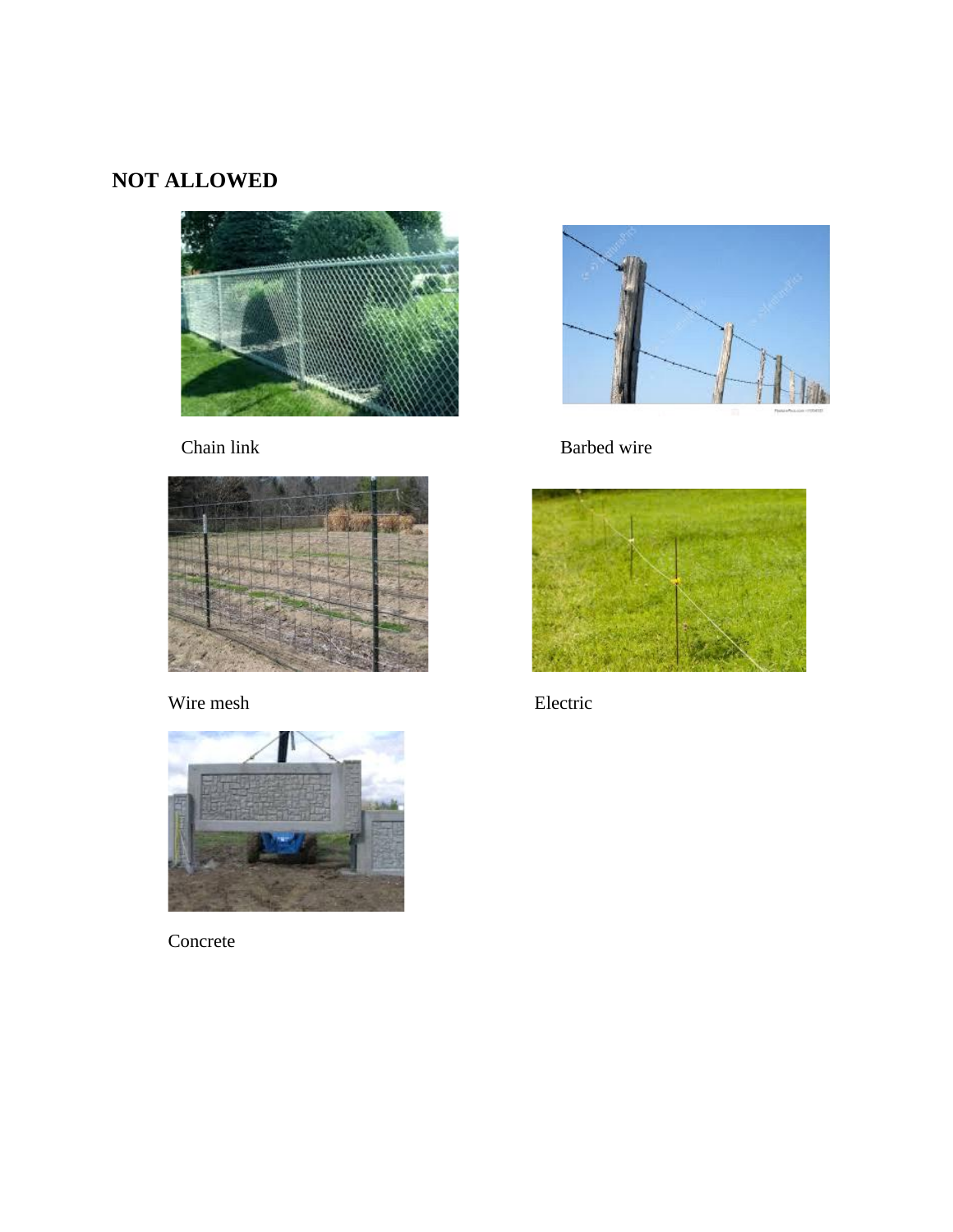**NOT ALLOWED**

Chain link

Barbed wire

Wire mesh

Electric

Concrete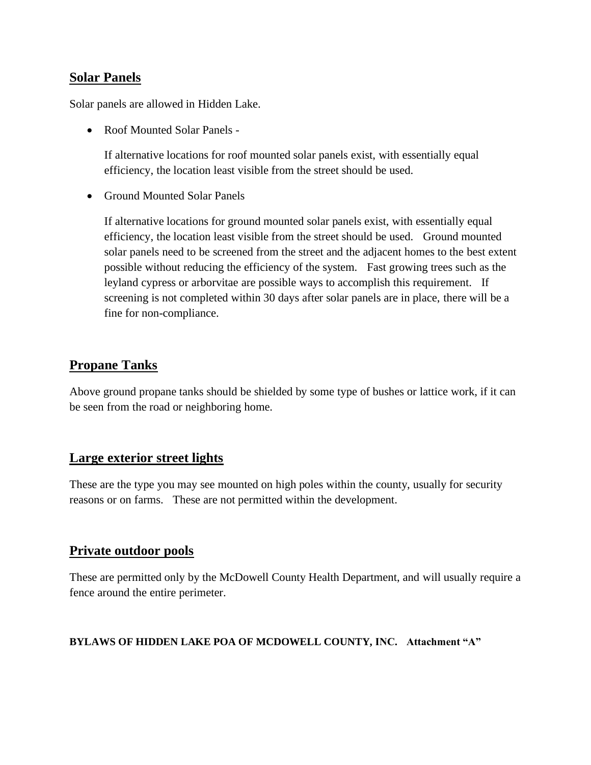## Solar Panels

Solar panels are allowed in Hidden Lake.

- Roof Mounted Solar Panels -

  If alternative locations for roof mounted solar panels exist, with essentially equal efficiency, the location least visible from the street should be used.

- Ground Mounted Solar Panels

  If alternative locations for ground mounted solar panels exist, with essentially equal efficiency, the location least visible from the street should be used. Ground mounted solar panels need to be screened from the street and the adjacent homes to the best extent possible without reducing the efficiency of the system. Fast growing trees such as the leyland cypress or arborvitae are possible ways to accomplish this requirement. If screening is not completed within 30 days after solar panels are in place, there will be a fine for non-compliance.

## Propane Tanks

Above ground propane tanks should be shielded by some type of bushes or lattice work, if it can be seen from the road or neighboring home.

## Large exterior street lights

These are the type you may see mounted on high poles within the county, usually for security reasons or on farms. These are not permitted within the development.

## Private outdoor pools

These are permitted only by the McDowell County Health Department, and will usually require a fence around the entire perimeter.

**BYLAWS OF HIDDEN LAKE POA OF MCDOWELL COUNTY, INC. Attachment "A"**